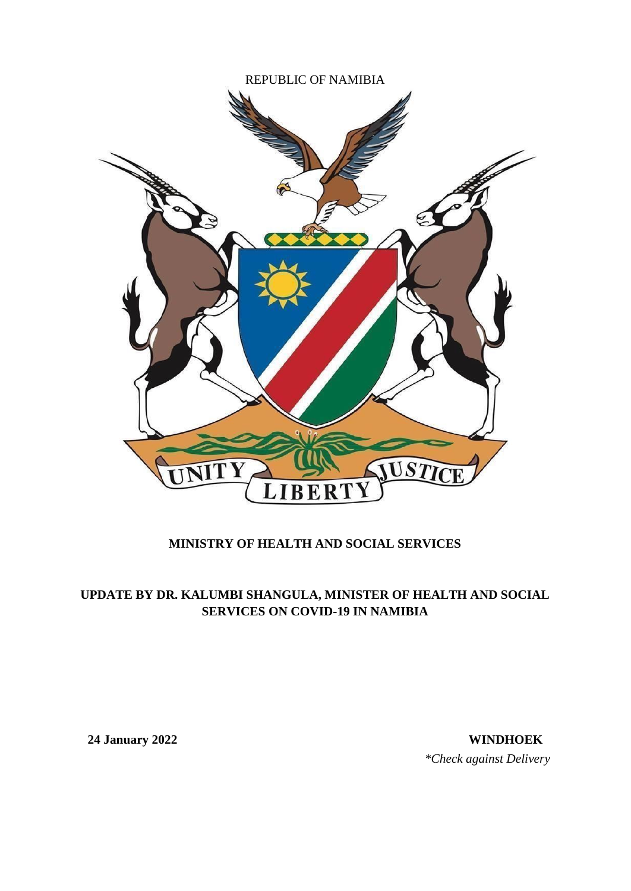REPUBLIC OF NAMIBIA

**MINISTRY OF HEALTH AND SOCIAL SERVICES**

**UPDATE BY DR. KALUMBI SHANGULA, MINISTER OF HEALTH AND SOCIAL SERVICES ON COVID-19 IN NAMIBIA**

**24 January 2022** **WINDHOEK**

*\*Check against Delivery*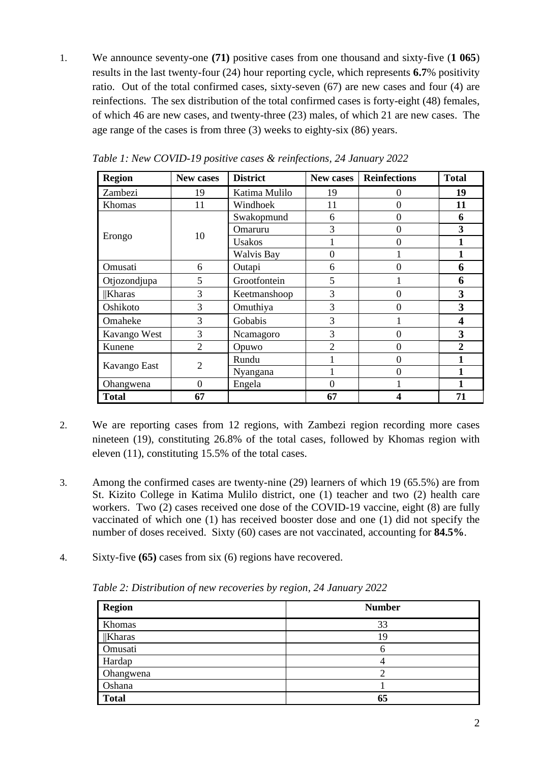1. We announce seventy-one **(71)** positive cases from one thousand and sixty-five (**1 065**) results in the last twenty-four (24) hour reporting cycle, which represents **6.7**% positivity ratio. Out of the total confirmed cases, sixty-seven (67) are new cases and four (4) are reinfections. The sex distribution of the total confirmed cases is forty-eight (48) females, of which 46 are new cases, and twenty-three (23) males, of which 21 are new cases. The age range of the cases is from three (3) weeks to eighty-six (86) years.

*Table 1: New COVID-19 positive cases & reinfections, 24 January 2022*

| Region | New cases | District | New cases | Reinfections | Total |
|---|---|---|---|---|---|
| Zambezi | 19 | Katima Mulilo | 19 | 0 | **19** |
| Khomas | 11 | Windhoek | 11 | 0 | **11** |
| Erongo | 10 | Swakopmund | 6 | 0 | **6** |
| | | Omaruru | 3 | 0 | **3** |
| | | Usakos | 1 | 0 | **1** |
| | | Walvis Bay | 0 | 1 | **1** |
| Omusati | 6 | Outapi | 6 | 0 | **6** |
| Otjozondjupa | 5 | Grootfontein | 5 | 1 | **6** |
| ǁKharas | 3 | Keetmanshoop | 3 | 0 | **3** |
| Oshikoto | 3 | Omuthiya | 3 | 0 | **3** |
| Omaheke | 3 | Gobabis | 3 | 1 | **4** |
| Kavango West | 3 | Ncamagoro | 3 | 0 | **3** |
| Kunene | 2 | Opuwo | 2 | 0 | **2** |
| Kavango East | 2 | Rundu | 1 | 0 | **1** |
| | | Nyangana | 1 | 0 | **1** |
| Ohangwena | 0 | Engela | 0 | 1 | **1** |
| **Total** | **67** | | **67** | **4** | **71** |

2. We are reporting cases from 12 regions, with Zambezi region recording more cases nineteen (19), constituting 26.8% of the total cases, followed by Khomas region with eleven (11), constituting 15.5% of the total cases.

3. Among the confirmed cases are twenty-nine (29) learners of which 19 (65.5%) are from St. Kizito College in Katima Mulilo district, one (1) teacher and two (2) health care workers. Two (2) cases received one dose of the COVID-19 vaccine, eight (8) are fully vaccinated of which one (1) has received booster dose and one (1) did not specify the number of doses received. Sixty (60) cases are not vaccinated, accounting for **84.5%**.

4. Sixty-five **(65)** cases from six (6) regions have recovered.

*Table 2: Distribution of new recoveries by region, 24 January 2022*

| Region | Number |
|---|---|
| Khomas | 33 |
| ǁKharas | 19 |
| Omusati | 6 |
| Hardap | 4 |
| Ohangwena | 2 |
| Oshana | 1 |
| **Total** | **65** |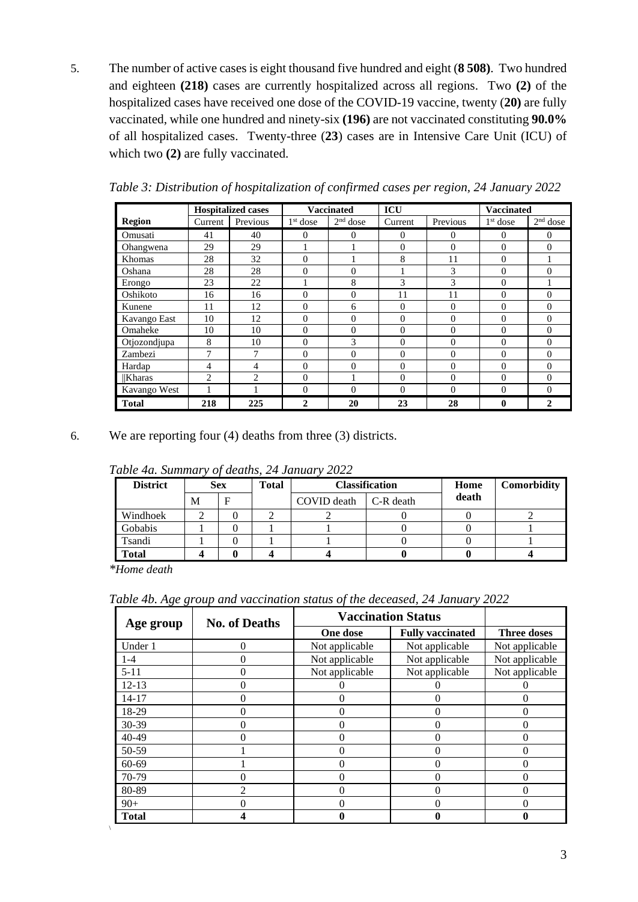5. The number of active cases is eight thousand five hundred and eight (**8 508)**. Two hundred and eighteen **(218)** cases are currently hospitalized across all regions. Two **(2)** of the hospitalized cases have received one dose of the COVID-19 vaccine, twenty (**20)** are fully vaccinated, while one hundred and ninety-six **(196)** are not vaccinated constituting **90.0%** of all hospitalized cases. Twenty-three (**23**) cases are in Intensive Care Unit (ICU) of which two **(2)** are fully vaccinated.

*Table 3: Distribution of hospitalization of confirmed cases per region, 24 January 2022*

| | Hospitalized cases | | Vaccinated | | ICU | | Vaccinated | |
|---|---|---|---|---|---|---|---|---|
| **Region** | Current | Previous | 1st dose | 2nd dose | Current | Previous | 1st dose | 2nd dose |
| Omusati | 41 | 40 | 0 | 0 | 0 | 0 | 0 | 0 |
| Ohangwena | 29 | 29 | 1 | 1 | 0 | 0 | 0 | 0 |
| Khomas | 28 | 32 | 0 | 1 | 8 | 11 | 0 | 1 |
| Oshana | 28 | 28 | 0 | 0 | 1 | 3 | 0 | 0 |
| Erongo | 23 | 22 | 1 | 8 | 3 | 3 | 0 | 1 |
| Oshikoto | 16 | 16 | 0 | 0 | 11 | 11 | 0 | 0 |
| Kunene | 11 | 12 | 0 | 6 | 0 | 0 | 0 | 0 |
| Kavango East | 10 | 12 | 0 | 0 | 0 | 0 | 0 | 0 |
| Omaheke | 10 | 10 | 0 | 0 | 0 | 0 | 0 | 0 |
| Otjozondjupa | 8 | 10 | 0 | 3 | 0 | 0 | 0 | 0 |
| Zambezi | 7 | 7 | 0 | 0 | 0 | 0 | 0 | 0 |
| Hardap | 4 | 4 | 0 | 0 | 0 | 0 | 0 | 0 |
| ǁKharas | 2 | 2 | 0 | 1 | 0 | 0 | 0 | 0 |
| Kavango West | 1 | 1 | 0 | 0 | 0 | 0 | 0 | 0 |
| **Total** | **218** | **225** | **2** | **20** | **23** | **28** | **0** | **2** |

6. We are reporting four (4) deaths from three (3) districts.

*Table 4a. Summary of deaths, 24 January 2022*

| District | Sex | | Total | Classification | | Home death | Comorbidity |
|---|---|---|---|---|---|---|---|
| | M | F | | COVID death | C-R death | | |
| Windhoek | 2 | 0 | 2 | 2 | 0 | 0 | 2 |
| Gobabis | 1 | 0 | 1 | 1 | 0 | 0 | 1 |
| Tsandi | 1 | 0 | 1 | 1 | 0 | 0 | 1 |
| **Total** | **4** | **0** | **4** | **4** | **0** | **0** | **4** |

*\*Home death*

*Table 4b. Age group and vaccination status of the deceased, 24 January 2022*

| Age group | No. of Deaths | Vaccination Status | | |
|---|---|---|---|---|
| | | One dose | Fully vaccinated | Three doses |
| Under 1 | 0 | Not applicable | Not applicable | Not applicable |
| 1-4 | 0 | Not applicable | Not applicable | Not applicable |
| 5-11 | 0 | Not applicable | Not applicable | Not applicable |
| 12-13 | 0 | 0 | 0 | 0 |
| 14-17 | 0 | 0 | 0 | 0 |
| 18-29 | 0 | 0 | 0 | 0 |
| 30-39 | 0 | 0 | 0 | 0 |
| 40-49 | 0 | 0 | 0 | 0 |
| 50-59 | 1 | 0 | 0 | 0 |
| 60-69 | 1 | 0 | 0 | 0 |
| 70-79 | 0 | 0 | 0 | 0 |
| 80-89 | 2 | 0 | 0 | 0 |
| 90+ | 0 | 0 | 0 | 0 |
| **Total** | **4** | **0** | **0** | **0** |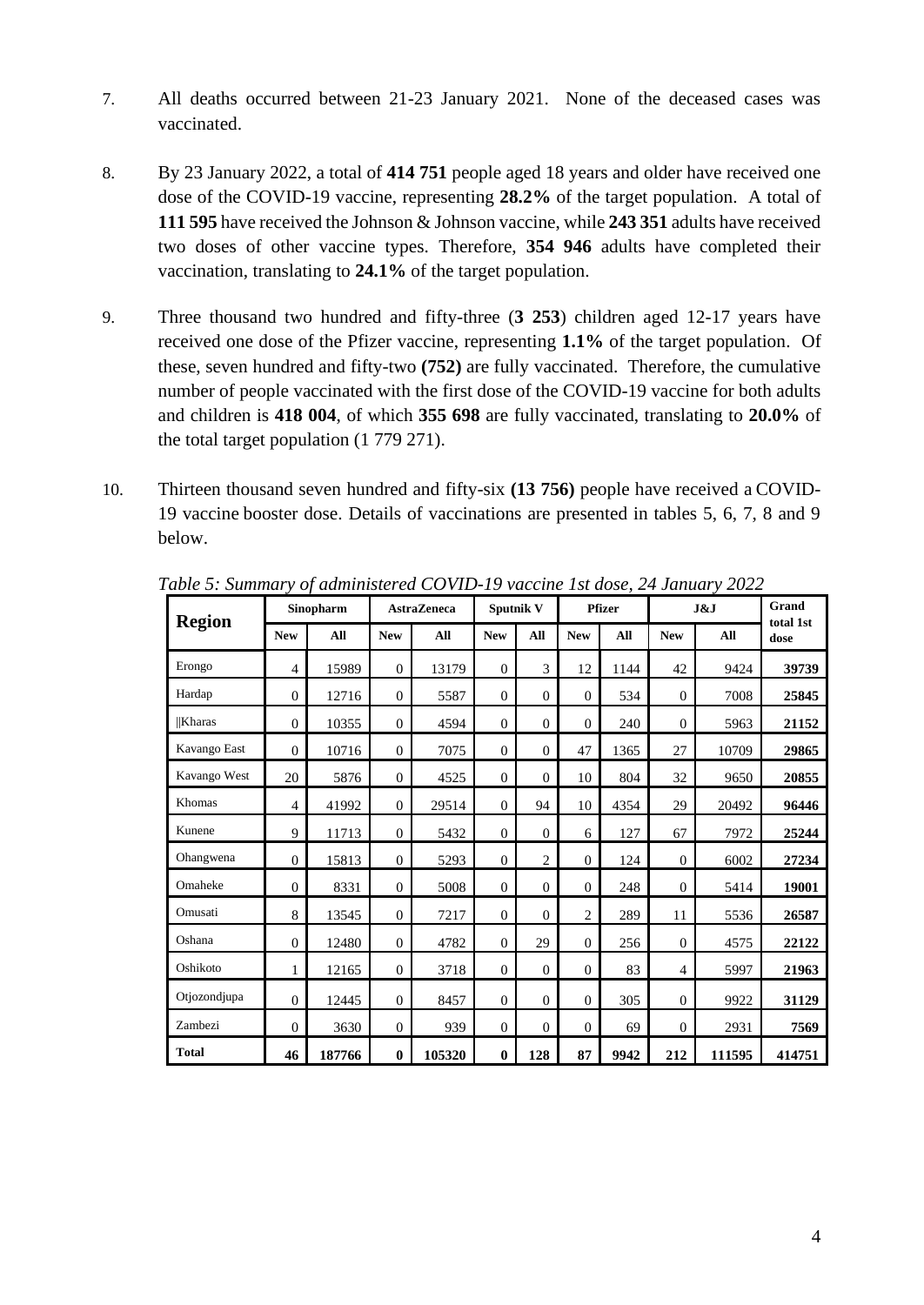7. All deaths occurred between 21-23 January 2021. None of the deceased cases was vaccinated.

8. By 23 January 2022, a total of **414 751** people aged 18 years and older have received one dose of the COVID-19 vaccine, representing **28.2%** of the target population. A total of **111 595** have received the Johnson & Johnson vaccine, while **243 351** adults have received two doses of other vaccine types. Therefore, **354 946** adults have completed their vaccination, translating to **24.1%** of the target population.

9. Three thousand two hundred and fifty-three (**3 253**) children aged 12-17 years have received one dose of the Pfizer vaccine, representing **1.1%** of the target population. Of these, seven hundred and fifty-two **(752)** are fully vaccinated. Therefore, the cumulative number of people vaccinated with the first dose of the COVID-19 vaccine for both adults and children is **418 004**, of which **355 698** are fully vaccinated, translating to **20.0%** of the total target population (1 779 271).

10. Thirteen thousand seven hundred and fifty-six **(13 756)** people have received a COVID-19 vaccine booster dose. Details of vaccinations are presented in tables 5, 6, 7, 8 and 9 below.

*Table 5: Summary of administered COVID-19 vaccine 1st dose, 24 January 2022*

| Region | Sinopharm | | AstraZeneca | | Sputnik V | | Pfizer | | J&J | | Grand total 1st dose |
|---|---|---|---|---|---|---|---|---|---|---|---|
| | New | All | New | All | New | All | New | All | New | All | |
| Erongo | 4 | 15989 | 0 | 13179 | 0 | 3 | 12 | 1144 | 42 | 9424 | **39739** |
| Hardap | 0 | 12716 | 0 | 5587 | 0 | 0 | 0 | 534 | 0 | 7008 | **25845** |
| ||Kharas | 0 | 10355 | 0 | 4594 | 0 | 0 | 0 | 240 | 0 | 5963 | **21152** |
| Kavango East | 0 | 10716 | 0 | 7075 | 0 | 0 | 47 | 1365 | 27 | 10709 | **29865** |
| Kavango West | 20 | 5876 | 0 | 4525 | 0 | 0 | 10 | 804 | 32 | 9650 | **20855** |
| Khomas | 4 | 41992 | 0 | 29514 | 0 | 94 | 10 | 4354 | 29 | 20492 | **96446** |
| Kunene | 9 | 11713 | 0 | 5432 | 0 | 0 | 6 | 127 | 67 | 7972 | **25244** |
| Ohangwena | 0 | 15813 | 0 | 5293 | 0 | 2 | 0 | 124 | 0 | 6002 | **27234** |
| Omaheke | 0 | 8331 | 0 | 5008 | 0 | 0 | 0 | 248 | 0 | 5414 | **19001** |
| Omusati | 8 | 13545 | 0 | 7217 | 0 | 0 | 2 | 289 | 11 | 5536 | **26587** |
| Oshana | 0 | 12480 | 0 | 4782 | 0 | 29 | 0 | 256 | 0 | 4575 | **22122** |
| Oshikoto | 1 | 12165 | 0 | 3718 | 0 | 0 | 0 | 83 | 4 | 5997 | **21963** |
| Otjozondjupa | 0 | 12445 | 0 | 8457 | 0 | 0 | 0 | 305 | 0 | 9922 | **31129** |
| Zambezi | 0 | 3630 | 0 | 939 | 0 | 0 | 0 | 69 | 0 | 2931 | **7569** |
| **Total** | **46** | **187766** | **0** | **105320** | **0** | **128** | **87** | **9942** | **212** | **111595** | **414751** |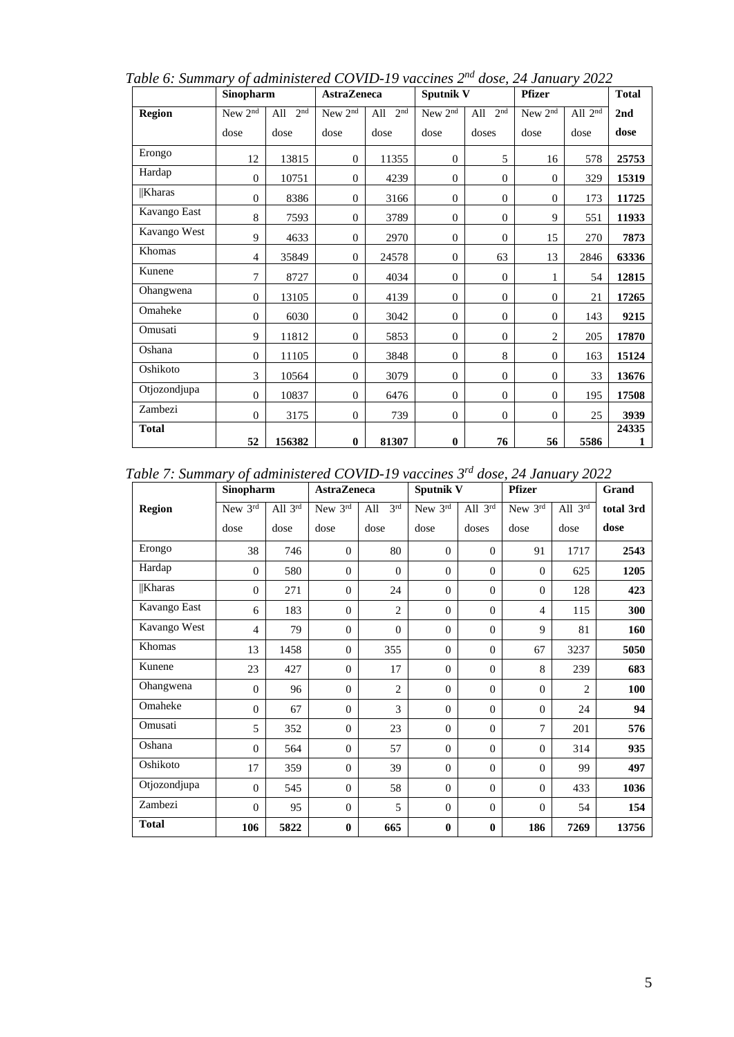*Table 6: Summary of administered COVID-19 vaccines 2nd dose, 24 January 2022*

| | Sinopharm | | AstraZeneca | | Sputnik V | | Pfizer | | Total |
|---|---|---|---|---|---|---|---|---|---|
| **Region** | New 2nd dose | All 2nd dose | New 2nd dose | All 2nd dose | New 2nd dose | All 2nd doses | New 2nd dose | All 2nd dose | **2nd dose** |
| Erongo | 12 | 13815 | 0 | 11355 | 0 | 5 | 16 | 578 | **25753** |
| Hardap | 0 | 10751 | 0 | 4239 | 0 | 0 | 0 | 329 | **15319** |
| ǁKharas | 0 | 8386 | 0 | 3166 | 0 | 0 | 0 | 173 | **11725** |
| Kavango East | 8 | 7593 | 0 | 3789 | 0 | 0 | 9 | 551 | **11933** |
| Kavango West | 9 | 4633 | 0 | 2970 | 0 | 0 | 15 | 270 | **7873** |
| Khomas | 4 | 35849 | 0 | 24578 | 0 | 63 | 13 | 2846 | **63336** |
| Kunene | 7 | 8727 | 0 | 4034 | 0 | 0 | 1 | 54 | **12815** |
| Ohangwena | 0 | 13105 | 0 | 4139 | 0 | 0 | 0 | 21 | **17265** |
| Omaheke | 0 | 6030 | 0 | 3042 | 0 | 0 | 0 | 143 | **9215** |
| Omusati | 9 | 11812 | 0 | 5853 | 0 | 0 | 2 | 205 | **17870** |
| Oshana | 0 | 11105 | 0 | 3848 | 0 | 8 | 0 | 163 | **15124** |
| Oshikoto | 3 | 10564 | 0 | 3079 | 0 | 0 | 0 | 33 | **13676** |
| Otjozondjupa | 0 | 10837 | 0 | 6476 | 0 | 0 | 0 | 195 | **17508** |
| Zambezi | 0 | 3175 | 0 | 739 | 0 | 0 | 0 | 25 | **3939** |
| **Total** | **52** | **156382** | **0** | **81307** | **0** | **76** | **56** | **5586** | **243351** |

*Table 7: Summary of administered COVID-19 vaccines 3rd dose, 24 January 2022*

| | Sinopharm | | AstraZeneca | | Sputnik V | | Pfizer | | Grand |
|---|---|---|---|---|---|---|---|---|---|
| **Region** | New 3rd dose | All 3rd dose | New 3rd dose | All 3rd dose | New 3rd dose | All 3rd doses | New 3rd dose | All 3rd dose | **total 3rd dose** |
| Erongo | 38 | 746 | 0 | 80 | 0 | 0 | 91 | 1717 | **2543** |
| Hardap | 0 | 580 | 0 | 0 | 0 | 0 | 0 | 625 | **1205** |
| ǁKharas | 0 | 271 | 0 | 24 | 0 | 0 | 0 | 128 | **423** |
| Kavango East | 6 | 183 | 0 | 2 | 0 | 0 | 4 | 115 | **300** |
| Kavango West | 4 | 79 | 0 | 0 | 0 | 0 | 9 | 81 | **160** |
| Khomas | 13 | 1458 | 0 | 355 | 0 | 0 | 67 | 3237 | **5050** |
| Kunene | 23 | 427 | 0 | 17 | 0 | 0 | 8 | 239 | **683** |
| Ohangwena | 0 | 96 | 0 | 2 | 0 | 0 | 0 | 2 | **100** |
| Omaheke | 0 | 67 | 0 | 3 | 0 | 0 | 0 | 24 | **94** |
| Omusati | 5 | 352 | 0 | 23 | 0 | 0 | 7 | 201 | **576** |
| Oshana | 0 | 564 | 0 | 57 | 0 | 0 | 0 | 314 | **935** |
| Oshikoto | 17 | 359 | 0 | 39 | 0 | 0 | 0 | 99 | **497** |
| Otjozondjupa | 0 | 545 | 0 | 58 | 0 | 0 | 0 | 433 | **1036** |
| Zambezi | 0 | 95 | 0 | 5 | 0 | 0 | 0 | 54 | **154** |
| **Total** | **106** | **5822** | **0** | **665** | **0** | **0** | **186** | **7269** | **13756** |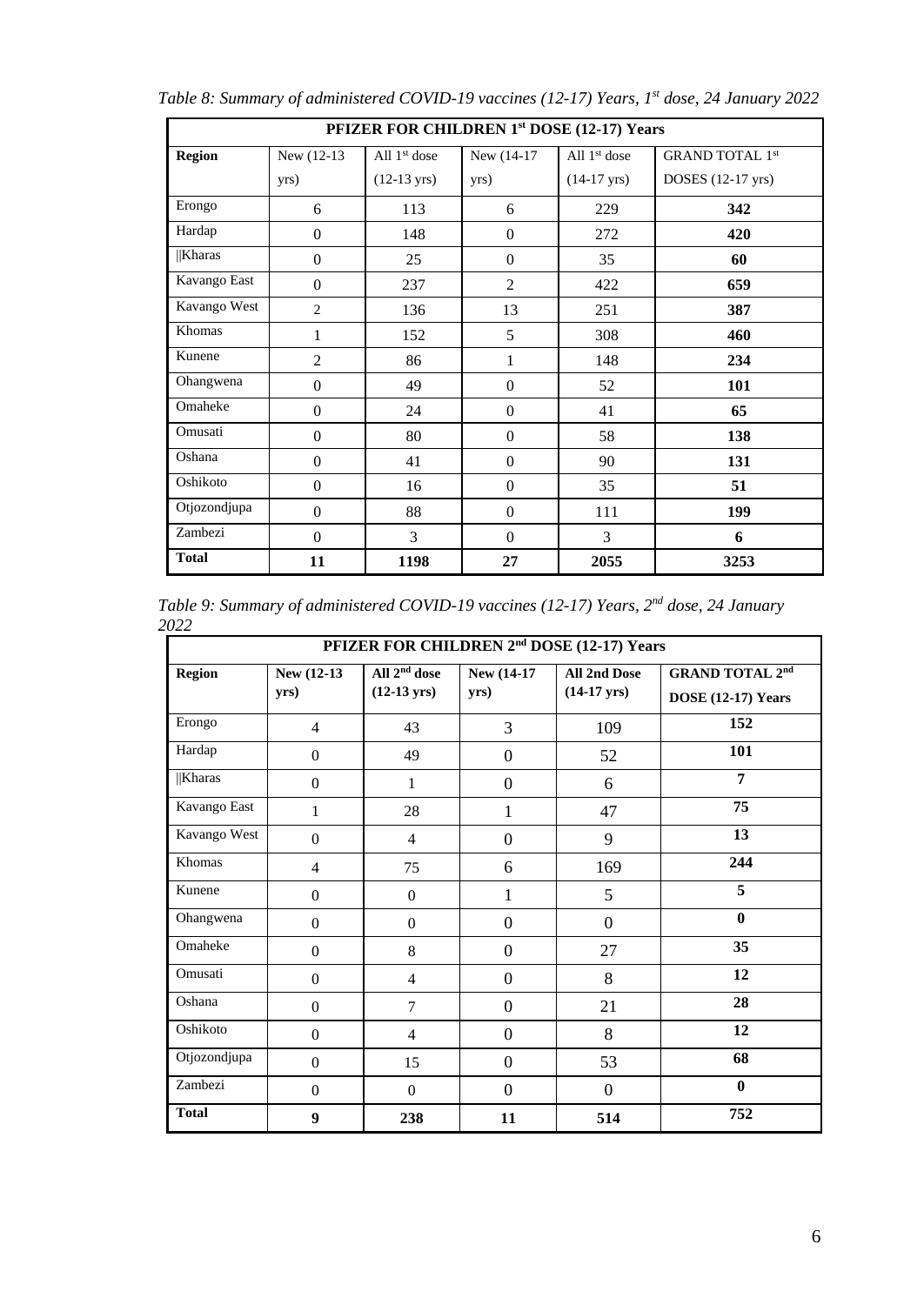*Table 8: Summary of administered COVID-19 vaccines (12-17) Years, 1st dose, 24 January 2022*

| PFIZER FOR CHILDREN 1st DOSE (12-17) Years | | | | | |
|---|---|---|---|---|---|
| **Region** | New (12-13 yrs) | All 1st dose (12-13 yrs) | New (14-17 yrs) | All 1st dose (14-17 yrs) | GRAND TOTAL 1st DOSES (12-17 yrs) |
| Erongo | 6 | 113 | 6 | 229 | **342** |
| Hardap | 0 | 148 | 0 | 272 | **420** |
| \|\|Kharas | 0 | 25 | 0 | 35 | **60** |
| Kavango East | 0 | 237 | 2 | 422 | **659** |
| Kavango West | 2 | 136 | 13 | 251 | **387** |
| Khomas | 1 | 152 | 5 | 308 | **460** |
| Kunene | 2 | 86 | 1 | 148 | **234** |
| Ohangwena | 0 | 49 | 0 | 52 | **101** |
| Omaheke | 0 | 24 | 0 | 41 | **65** |
| Omusati | 0 | 80 | 0 | 58 | **138** |
| Oshana | 0 | 41 | 0 | 90 | **131** |
| Oshikoto | 0 | 16 | 0 | 35 | **51** |
| Otjozondjupa | 0 | 88 | 0 | 111 | **199** |
| Zambezi | 0 | 3 | 0 | 3 | **6** |
| **Total** | **11** | **1198** | **27** | **2055** | **3253** |

*Table 9: Summary of administered COVID-19 vaccines (12-17) Years, 2nd dose, 24 January 2022*

| PFIZER FOR CHILDREN 2nd DOSE (12-17) Years | | | | | |
|---|---|---|---|---|---|
| **Region** | **New (12-13 yrs)** | **All 2nd dose (12-13 yrs)** | **New (14-17 yrs)** | **All 2nd Dose (14-17 yrs)** | **GRAND TOTAL 2nd DOSE (12-17) Years** |
| Erongo | 4 | 43 | 3 | 109 | **152** |
| Hardap | 0 | 49 | 0 | 52 | **101** |
| \|\|Kharas | 0 | 1 | 0 | 6 | **7** |
| Kavango East | 1 | 28 | 1 | 47 | **75** |
| Kavango West | 0 | 4 | 0 | 9 | **13** |
| Khomas | 4 | 75 | 6 | 169 | **244** |
| Kunene | 0 | 0 | 1 | 5 | **5** |
| Ohangwena | 0 | 0 | 0 | 0 | **0** |
| Omaheke | 0 | 8 | 0 | 27 | **35** |
| Omusati | 0 | 4 | 0 | 8 | **12** |
| Oshana | 0 | 7 | 0 | 21 | **28** |
| Oshikoto | 0 | 4 | 0 | 8 | **12** |
| Otjozondjupa | 0 | 15 | 0 | 53 | **68** |
| Zambezi | 0 | 0 | 0 | 0 | **0** |
| **Total** | **9** | **238** | **11** | **514** | **752** |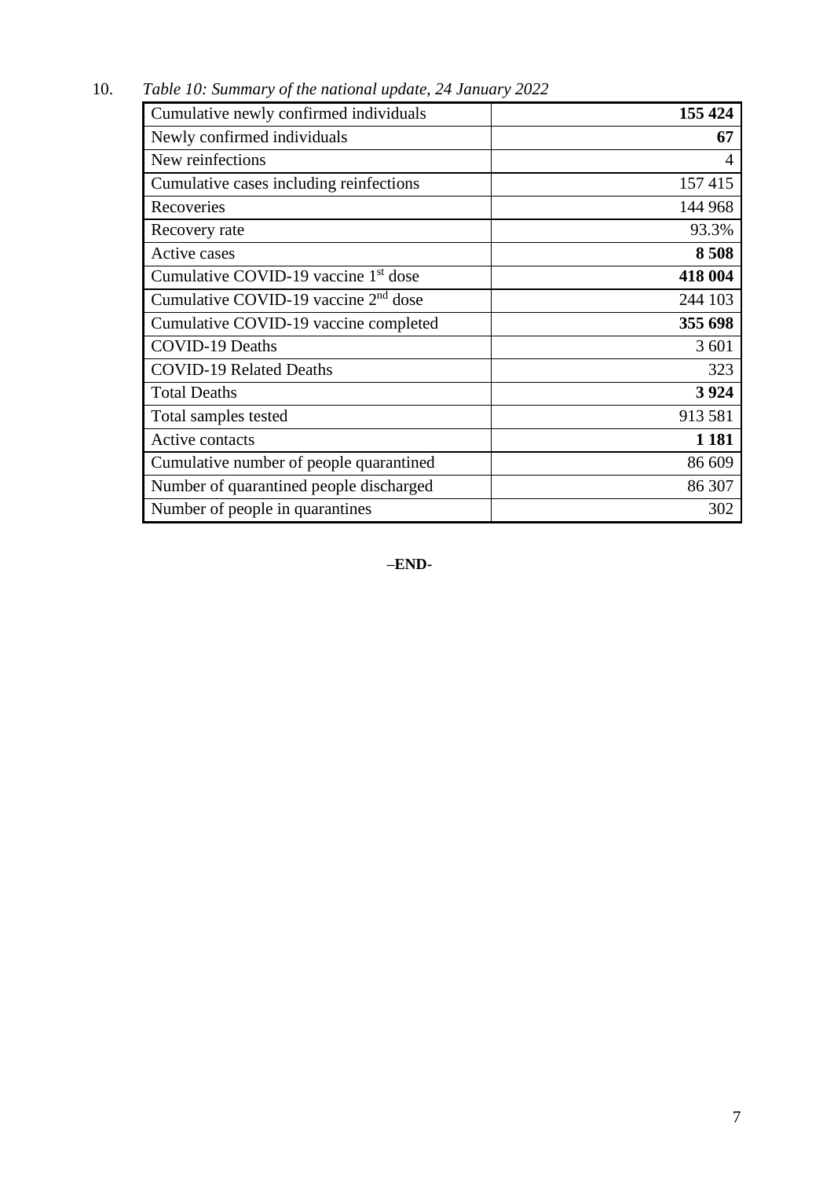10. *Table 10: Summary of the national update, 24 January 2022*

| | |
|---|---|
| Cumulative newly confirmed individuals | **155 424** |
| Newly confirmed individuals | **67** |
| New reinfections | 4 |
| Cumulative cases including reinfections | 157 415 |
| Recoveries | 144 968 |
| Recovery rate | 93.3% |
| Active cases | **8 508** |
| Cumulative COVID-19 vaccine 1st dose | **418 004** |
| Cumulative COVID-19 vaccine 2nd dose | 244 103 |
| Cumulative COVID-19 vaccine completed | **355 698** |
| COVID-19 Deaths | 3 601 |
| COVID-19 Related Deaths | 323 |
| Total Deaths | **3 924** |
| Total samples tested | 913 581 |
| Active contacts | **1 181** |
| Cumulative number of people quarantined | 86 609 |
| Number of quarantined people discharged | 86 307 |
| Number of people in quarantines | 302 |

**–END-**